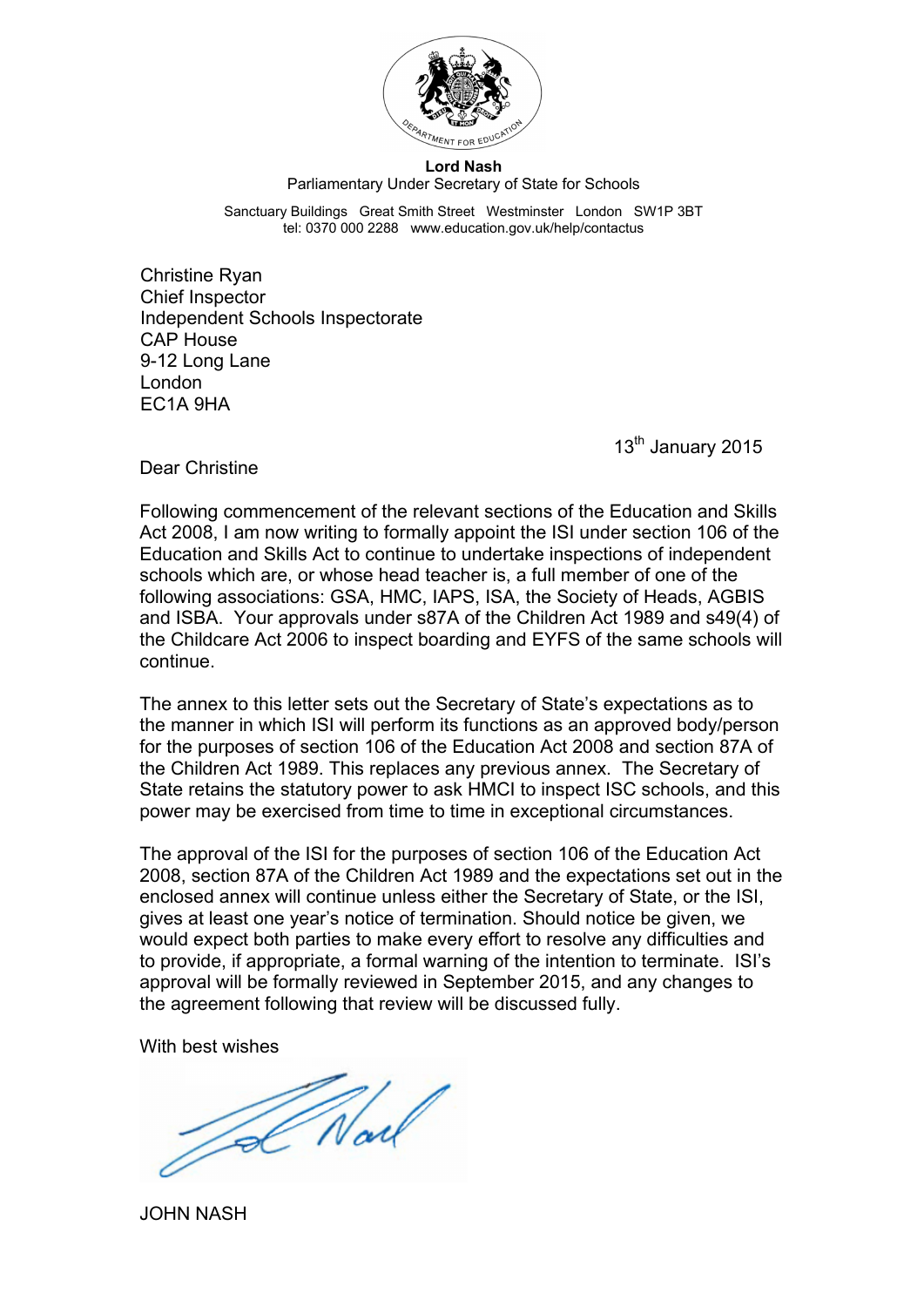**Lord Nash**
Parliamentary Under Secretary of State for Schools

Sanctuary Buildings Great Smith Street Westminster London SW1P 3BT
tel: 0370 000 2288 www.education.gov.uk/help/contactus

Christine Ryan
Chief Inspector
Independent Schools Inspectorate
CAP House
9-12 Long Lane
London
EC1A 9HA

13th January 2015

Dear Christine

Following commencement of the relevant sections of the Education and Skills Act 2008, I am now writing to formally appoint the ISI under section 106 of the Education and Skills Act to continue to undertake inspections of independent schools which are, or whose head teacher is, a full member of one of the following associations: GSA, HMC, IAPS, ISA, the Society of Heads, AGBIS and ISBA. Your approvals under s87A of the Children Act 1989 and s49(4) of the Childcare Act 2006 to inspect boarding and EYFS of the same schools will continue.

The annex to this letter sets out the Secretary of State's expectations as to the manner in which ISI will perform its functions as an approved body/person for the purposes of section 106 of the Education Act 2008 and section 87A of the Children Act 1989. This replaces any previous annex. The Secretary of State retains the statutory power to ask HMCI to inspect ISC schools, and this power may be exercised from time to time in exceptional circumstances.

The approval of the ISI for the purposes of section 106 of the Education Act 2008, section 87A of the Children Act 1989 and the expectations set out in the enclosed annex will continue unless either the Secretary of State, or the ISI, gives at least one year's notice of termination. Should notice be given, we would expect both parties to make every effort to resolve any difficulties and to provide, if appropriate, a formal warning of the intention to terminate. ISI's approval will be formally reviewed in September 2015, and any changes to the agreement following that review will be discussed fully.

With best wishes

JOHN NASH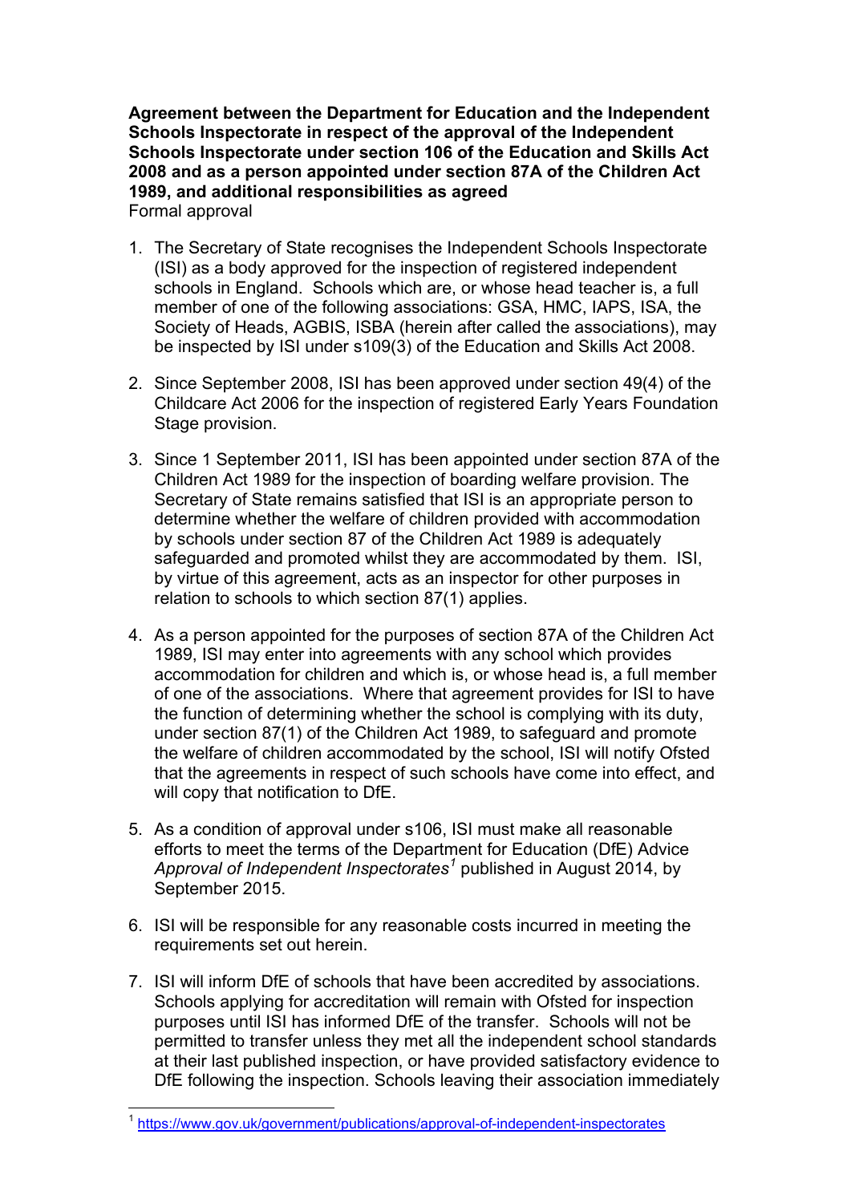**Agreement between the Department for Education and the Independent Schools Inspectorate in respect of the approval of the Independent Schools Inspectorate under section 106 of the Education and Skills Act 2008 and as a person appointed under section 87A of the Children Act 1989, and additional responsibilities as agreed**

Formal approval

1. The Secretary of State recognises the Independent Schools Inspectorate (ISI) as a body approved for the inspection of registered independent schools in England. Schools which are, or whose head teacher is, a full member of one of the following associations: GSA, HMC, IAPS, ISA, the Society of Heads, AGBIS, ISBA (herein after called the associations), may be inspected by ISI under s109(3) of the Education and Skills Act 2008.

2. Since September 2008, ISI has been approved under section 49(4) of the Childcare Act 2006 for the inspection of registered Early Years Foundation Stage provision.

3. Since 1 September 2011, ISI has been appointed under section 87A of the Children Act 1989 for the inspection of boarding welfare provision. The Secretary of State remains satisfied that ISI is an appropriate person to determine whether the welfare of children provided with accommodation by schools under section 87 of the Children Act 1989 is adequately safeguarded and promoted whilst they are accommodated by them. ISI, by virtue of this agreement, acts as an inspector for other purposes in relation to schools to which section 87(1) applies.

4. As a person appointed for the purposes of section 87A of the Children Act 1989, ISI may enter into agreements with any school which provides accommodation for children and which is, or whose head is, a full member of one of the associations. Where that agreement provides for ISI to have the function of determining whether the school is complying with its duty, under section 87(1) of the Children Act 1989, to safeguard and promote the welfare of children accommodated by the school, ISI will notify Ofsted that the agreements in respect of such schools have come into effect, and will copy that notification to DfE.

5. As a condition of approval under s106, ISI must make all reasonable efforts to meet the terms of the Department for Education (DfE) Advice *Approval of Independent Inspectorates*[1] published in August 2014, by September 2015.

6. ISI will be responsible for any reasonable costs incurred in meeting the requirements set out herein.

7. ISI will inform DfE of schools that have been accredited by associations. Schools applying for accreditation will remain with Ofsted for inspection purposes until ISI has informed DfE of the transfer. Schools will not be permitted to transfer unless they met all the independent school standards at their last published inspection, or have provided satisfactory evidence to DfE following the inspection. Schools leaving their association immediately

[1] https://www.gov.uk/government/publications/approval-of-independent-inspectorates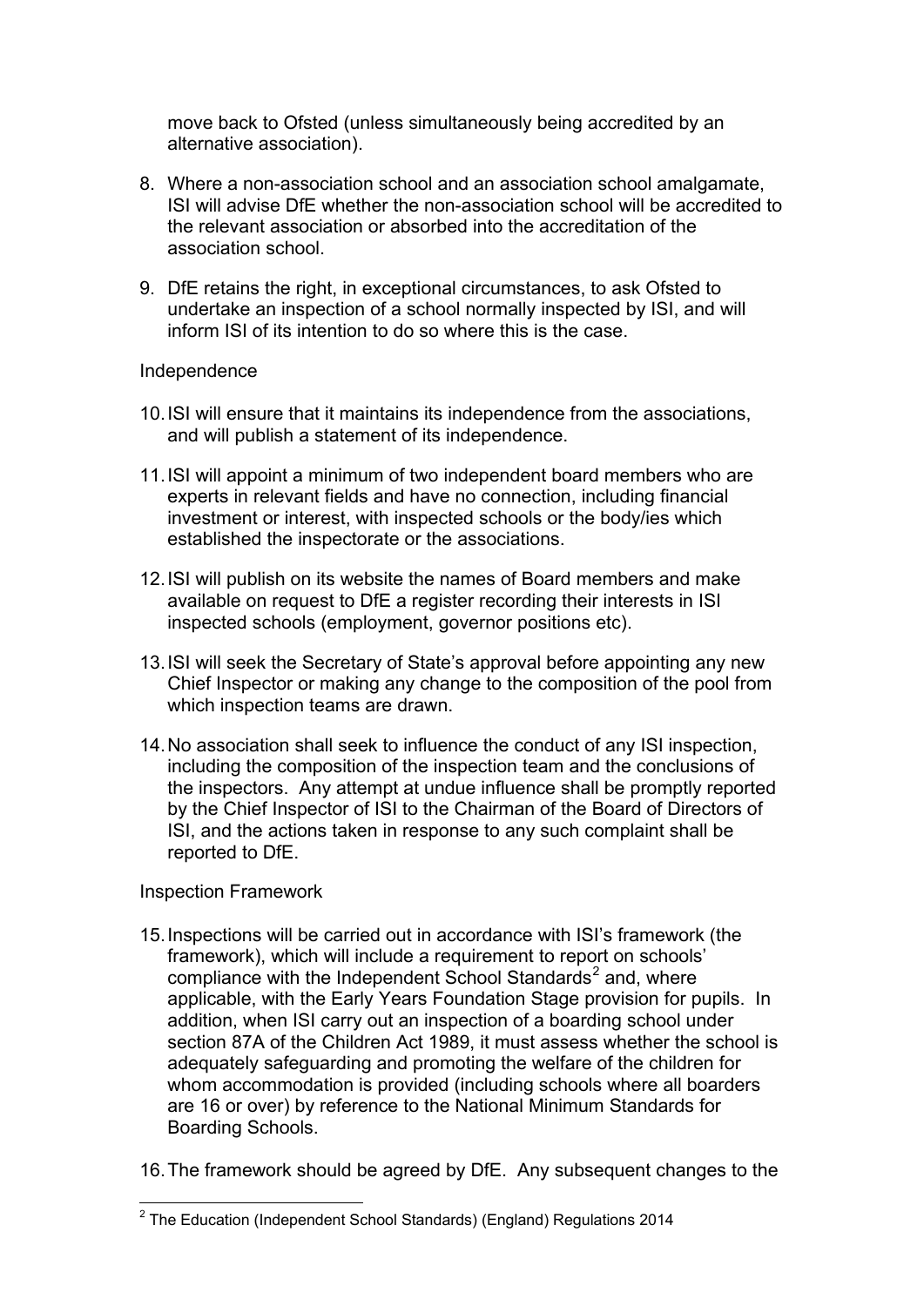move back to Ofsted (unless simultaneously being accredited by an alternative association).

8. Where a non-association school and an association school amalgamate, ISI will advise DfE whether the non-association school will be accredited to the relevant association or absorbed into the accreditation of the association school.

9. DfE retains the right, in exceptional circumstances, to ask Ofsted to undertake an inspection of a school normally inspected by ISI, and will inform ISI of its intention to do so where this is the case.

Independence

10. ISI will ensure that it maintains its independence from the associations, and will publish a statement of its independence.

11. ISI will appoint a minimum of two independent board members who are experts in relevant fields and have no connection, including financial investment or interest, with inspected schools or the body/ies which established the inspectorate or the associations.

12. ISI will publish on its website the names of Board members and make available on request to DfE a register recording their interests in ISI inspected schools (employment, governor positions etc).

13. ISI will seek the Secretary of State's approval before appointing any new Chief Inspector or making any change to the composition of the pool from which inspection teams are drawn.

14. No association shall seek to influence the conduct of any ISI inspection, including the composition of the inspection team and the conclusions of the inspectors. Any attempt at undue influence shall be promptly reported by the Chief Inspector of ISI to the Chairman of the Board of Directors of ISI, and the actions taken in response to any such complaint shall be reported to DfE.

Inspection Framework

15. Inspections will be carried out in accordance with ISI's framework (the framework), which will include a requirement to report on schools' compliance with the Independent School Standards[2] and, where applicable, with the Early Years Foundation Stage provision for pupils. In addition, when ISI carry out an inspection of a boarding school under section 87A of the Children Act 1989, it must assess whether the school is adequately safeguarding and promoting the welfare of the children for whom accommodation is provided (including schools where all boarders are 16 or over) by reference to the National Minimum Standards for Boarding Schools.

16. The framework should be agreed by DfE. Any subsequent changes to the

[2] The Education (Independent School Standards) (England) Regulations 2014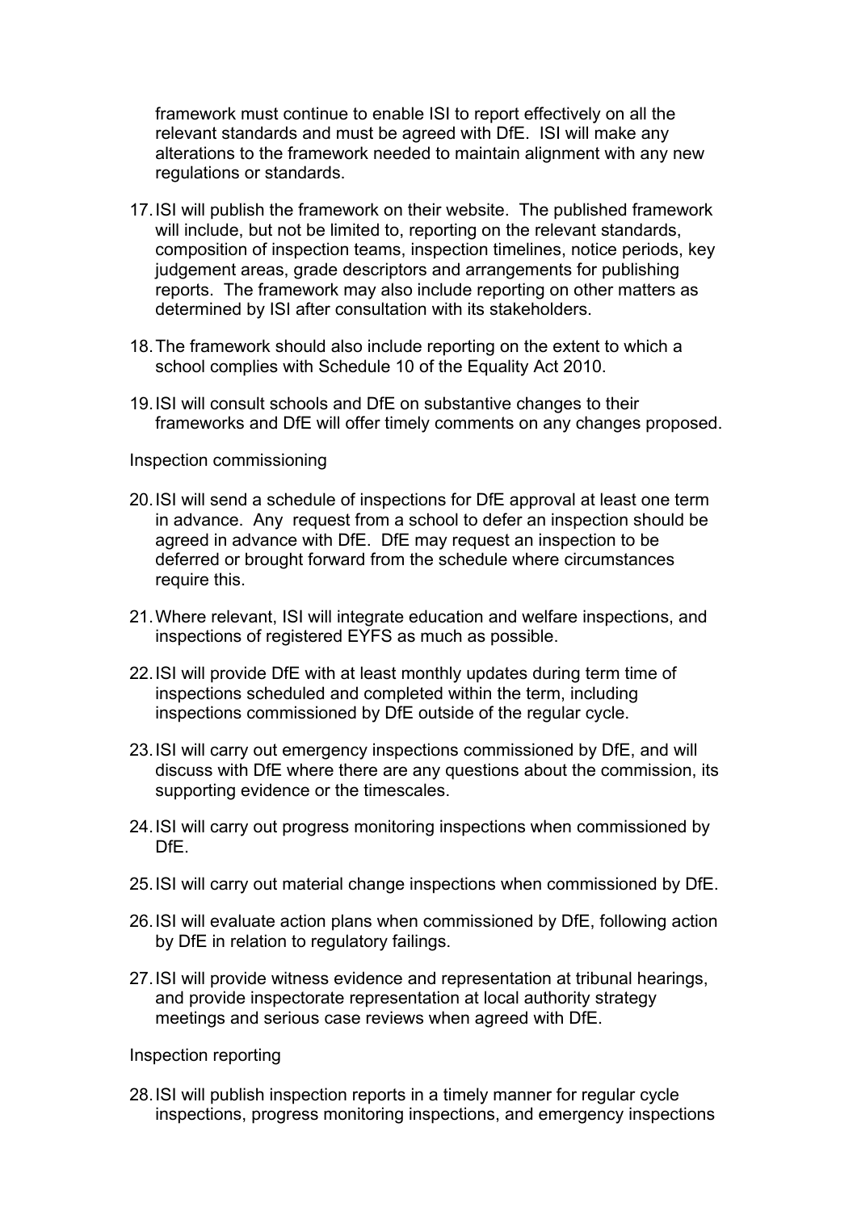framework must continue to enable ISI to report effectively on all the relevant standards and must be agreed with DfE. ISI will make any alterations to the framework needed to maintain alignment with any new regulations or standards.

17. ISI will publish the framework on their website. The published framework will include, but not be limited to, reporting on the relevant standards, composition of inspection teams, inspection timelines, notice periods, key judgement areas, grade descriptors and arrangements for publishing reports. The framework may also include reporting on other matters as determined by ISI after consultation with its stakeholders.

18. The framework should also include reporting on the extent to which a school complies with Schedule 10 of the Equality Act 2010.

19. ISI will consult schools and DfE on substantive changes to their frameworks and DfE will offer timely comments on any changes proposed.

Inspection commissioning

20. ISI will send a schedule of inspections for DfE approval at least one term in advance. Any request from a school to defer an inspection should be agreed in advance with DfE. DfE may request an inspection to be deferred or brought forward from the schedule where circumstances require this.

21. Where relevant, ISI will integrate education and welfare inspections, and inspections of registered EYFS as much as possible.

22. ISI will provide DfE with at least monthly updates during term time of inspections scheduled and completed within the term, including inspections commissioned by DfE outside of the regular cycle.

23. ISI will carry out emergency inspections commissioned by DfE, and will discuss with DfE where there are any questions about the commission, its supporting evidence or the timescales.

24. ISI will carry out progress monitoring inspections when commissioned by DfE.

25. ISI will carry out material change inspections when commissioned by DfE.

26. ISI will evaluate action plans when commissioned by DfE, following action by DfE in relation to regulatory failings.

27. ISI will provide witness evidence and representation at tribunal hearings, and provide inspectorate representation at local authority strategy meetings and serious case reviews when agreed with DfE.

Inspection reporting

28. ISI will publish inspection reports in a timely manner for regular cycle inspections, progress monitoring inspections, and emergency inspections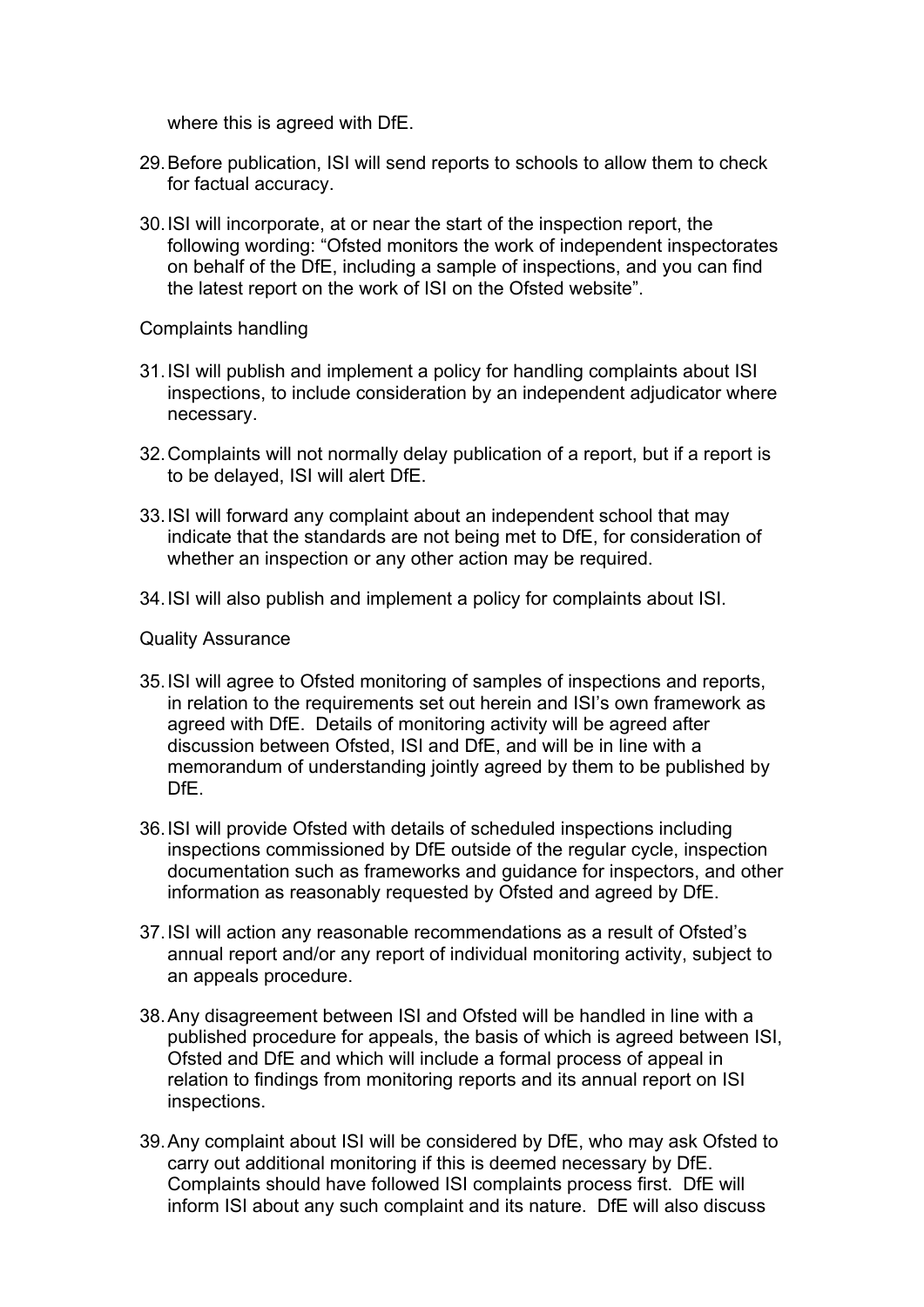where this is agreed with DfE.

29. Before publication, ISI will send reports to schools to allow them to check for factual accuracy.

30. ISI will incorporate, at or near the start of the inspection report, the following wording: "Ofsted monitors the work of independent inspectorates on behalf of the DfE, including a sample of inspections, and you can find the latest report on the work of ISI on the Ofsted website".

Complaints handling

31. ISI will publish and implement a policy for handling complaints about ISI inspections, to include consideration by an independent adjudicator where necessary.

32. Complaints will not normally delay publication of a report, but if a report is to be delayed, ISI will alert DfE.

33. ISI will forward any complaint about an independent school that may indicate that the standards are not being met to DfE, for consideration of whether an inspection or any other action may be required.

34. ISI will also publish and implement a policy for complaints about ISI.

Quality Assurance

35. ISI will agree to Ofsted monitoring of samples of inspections and reports, in relation to the requirements set out herein and ISI's own framework as agreed with DfE. Details of monitoring activity will be agreed after discussion between Ofsted, ISI and DfE, and will be in line with a memorandum of understanding jointly agreed by them to be published by DfE.

36. ISI will provide Ofsted with details of scheduled inspections including inspections commissioned by DfE outside of the regular cycle, inspection documentation such as frameworks and guidance for inspectors, and other information as reasonably requested by Ofsted and agreed by DfE.

37. ISI will action any reasonable recommendations as a result of Ofsted's annual report and/or any report of individual monitoring activity, subject to an appeals procedure.

38. Any disagreement between ISI and Ofsted will be handled in line with a published procedure for appeals, the basis of which is agreed between ISI, Ofsted and DfE and which will include a formal process of appeal in relation to findings from monitoring reports and its annual report on ISI inspections.

39. Any complaint about ISI will be considered by DfE, who may ask Ofsted to carry out additional monitoring if this is deemed necessary by DfE. Complaints should have followed ISI complaints process first. DfE will inform ISI about any such complaint and its nature. DfE will also discuss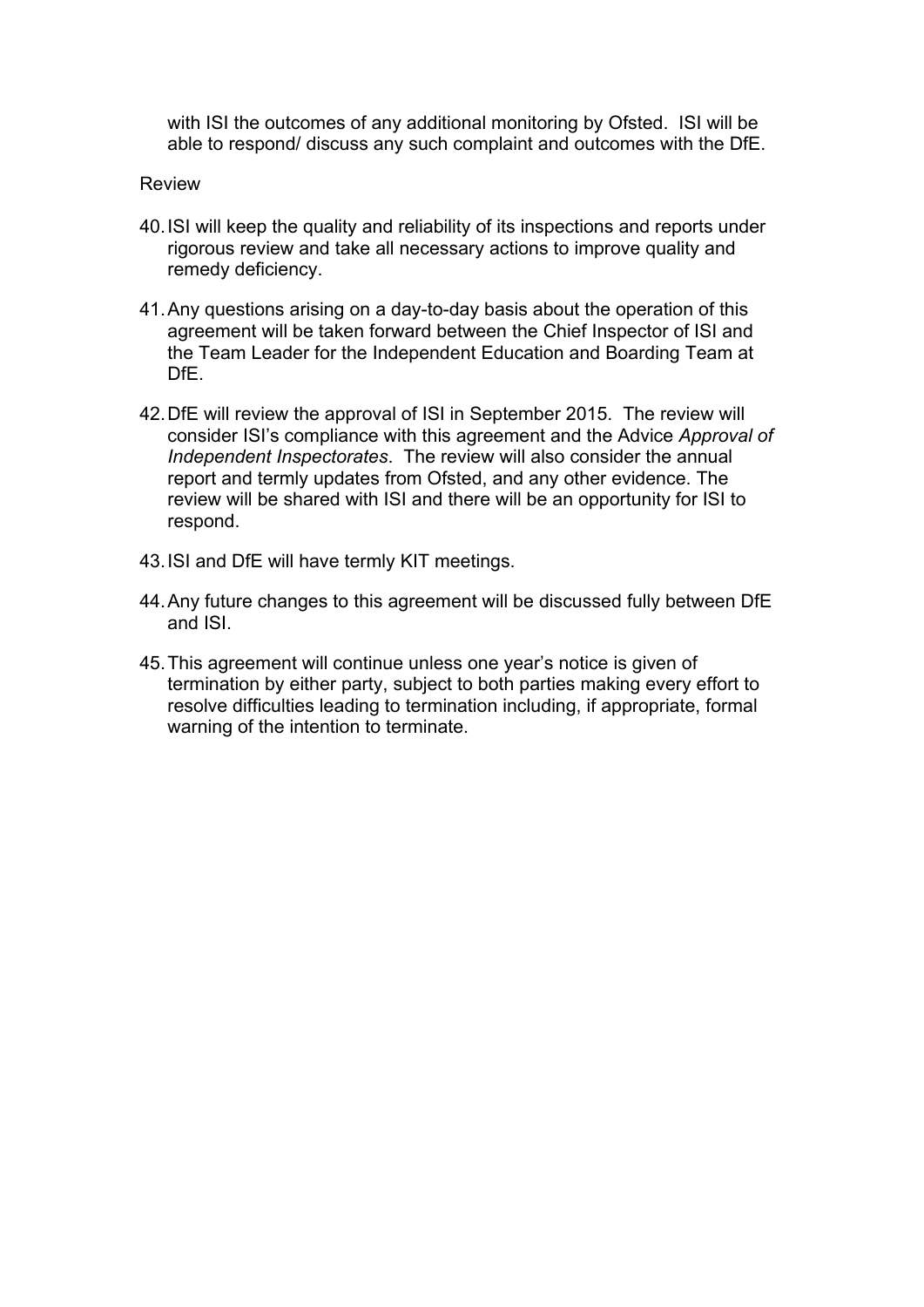with ISI the outcomes of any additional monitoring by Ofsted. ISI will be able to respond/ discuss any such complaint and outcomes with the DfE.

Review

40. ISI will keep the quality and reliability of its inspections and reports under rigorous review and take all necessary actions to improve quality and remedy deficiency.

41. Any questions arising on a day-to-day basis about the operation of this agreement will be taken forward between the Chief Inspector of ISI and the Team Leader for the Independent Education and Boarding Team at DfE.

42. DfE will review the approval of ISI in September 2015. The review will consider ISI's compliance with this agreement and the Advice *Approval of Independent Inspectorates*. The review will also consider the annual report and termly updates from Ofsted, and any other evidence. The review will be shared with ISI and there will be an opportunity for ISI to respond.

43. ISI and DfE will have termly KIT meetings.

44. Any future changes to this agreement will be discussed fully between DfE and ISI.

45. This agreement will continue unless one year's notice is given of termination by either party, subject to both parties making every effort to resolve difficulties leading to termination including, if appropriate, formal warning of the intention to terminate.